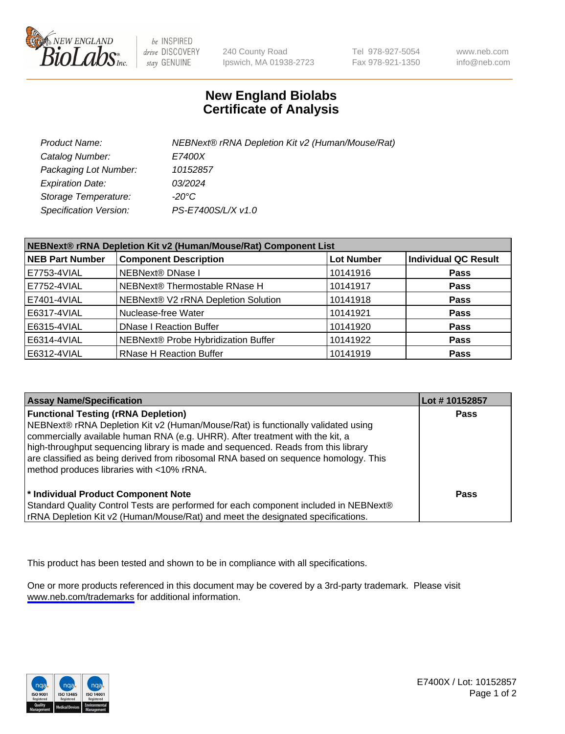# New England Biolabs
# Certificate of Analysis

| | |
|---|---|
| *Product Name:* | *NEBNext® rRNA Depletion Kit v2 (Human/Mouse/Rat)* |
| *Catalog Number:* | *E7400X* |
| *Packaging Lot Number:* | *10152857* |
| *Expiration Date:* | *03/2024* |
| *Storage Temperature:* | *-20°C* |
| *Specification Version:* | *PS-E7400S/L/X v1.0* |

| NEBNext® rRNA Depletion Kit v2 (Human/Mouse/Rat) Component List | | | |
|---|---|---|---|
| **NEB Part Number** | **Component Description** | **Lot Number** | **Individual QC Result** |
| E7753-4VIAL | NEBNext® DNase I | 10141916 | **Pass** |
| E7752-4VIAL | NEBNext® Thermostable RNase H | 10141917 | **Pass** |
| E7401-4VIAL | NEBNext® V2 rRNA Depletion Solution | 10141918 | **Pass** |
| E6317-4VIAL | Nuclease-free Water | 10141921 | **Pass** |
| E6315-4VIAL | DNase I Reaction Buffer | 10141920 | **Pass** |
| E6314-4VIAL | NEBNext® Probe Hybridization Buffer | 10141922 | **Pass** |
| E6312-4VIAL | RNase H Reaction Buffer | 10141919 | **Pass** |

| Assay Name/Specification | Lot # 10152857 |
|---|---|
| **Functional Testing (rRNA Depletion)** NEBNext® rRNA Depletion Kit v2 (Human/Mouse/Rat) is functionally validated using commercially available human RNA (e.g. UHRR). After treatment with the kit, a high-throughput sequencing library is made and sequenced. Reads from this library are classified as being derived from ribosomal RNA based on sequence homology. This method produces libraries with <10% rRNA. | **Pass** |
| **\* Individual Product Component Note** Standard Quality Control Tests are performed for each component included in NEBNext® rRNA Depletion Kit v2 (Human/Mouse/Rat) and meet the designated specifications. | **Pass** |

This product has been tested and shown to be in compliance with all specifications.

One or more products referenced in this document may be covered by a 3rd-party trademark. Please visit www.neb.com/trademarks for additional information.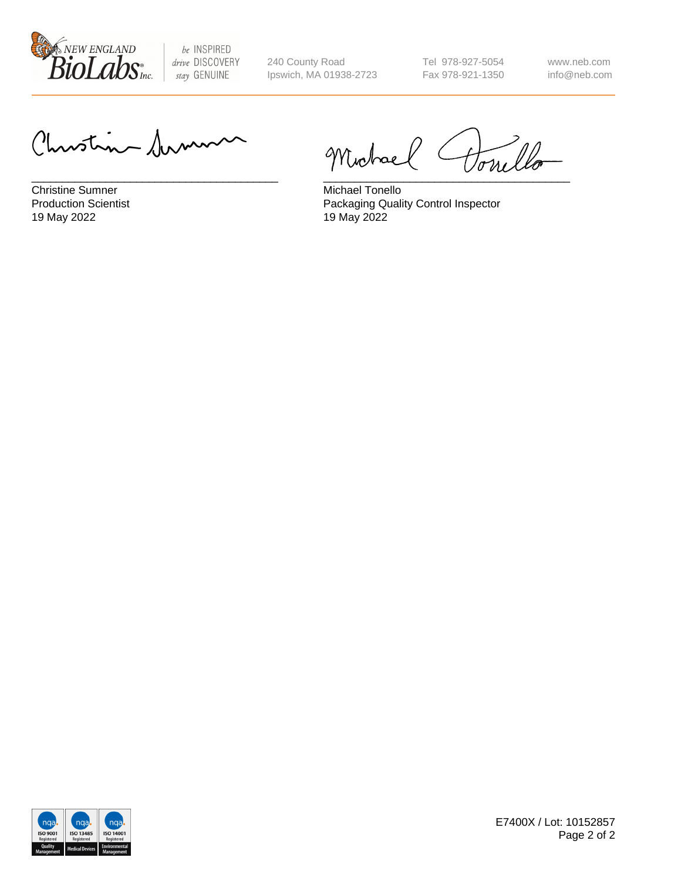New England BioLabs Inc. — be INSPIRED drive DISCOVERY stay GENUINE

240 County Road
Ipswich, MA 01938-2723

Tel 978-927-5054
Fax 978-921-1350

www.neb.com
info@neb.com

______________________________________
Christine Sumner
Production Scientist
19 May 2022

______________________________________
Michael Tonello
Packaging Quality Control Inspector
19 May 2022

ISO 9001 Registered Quality Management | ISO 13485 Registered Medical Devices | ISO 14001 Registered Environmental Management

E7400X / Lot: 10152857